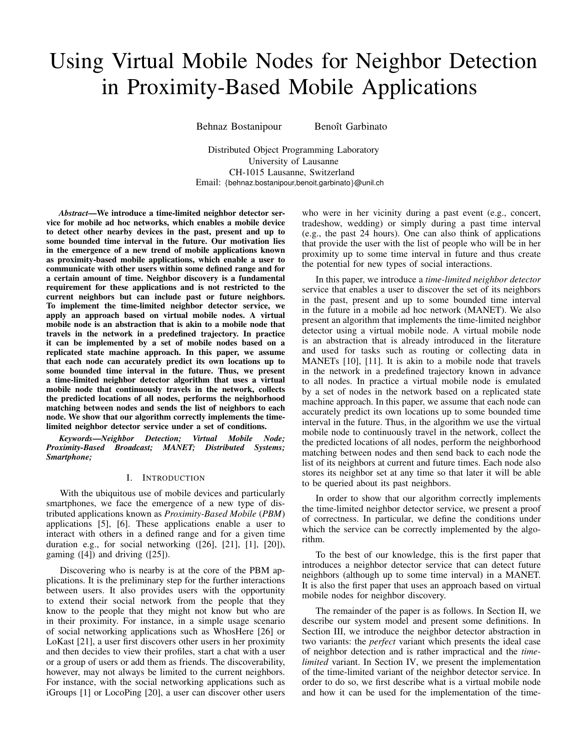# Using Virtual Mobile Nodes for Neighbor Detection in Proximity-Based Mobile Applications

Behnaz Bostanipour Benoît Garbinato

Distributed Object Programming Laboratory
University of Lausanne
CH-1015 Lausanne, Switzerland
Email: {behnaz.bostanipour,benoit.garbinato}@unil.ch

***Abstract*—We introduce a time-limited neighbor detector service for mobile ad hoc networks, which enables a mobile device to detect other nearby devices in the past, present and up to some bounded time interval in the future. Our motivation lies in the emergence of a new trend of mobile applications known as proximity-based mobile applications, which enable a user to communicate with other users within some defined range and for a certain amount of time. Neighbor discovery is a fundamental requirement for these applications and is not restricted to the current neighbors but can include past or future neighbors. To implement the time-limited neighbor detector service, we apply an approach based on virtual mobile nodes. A virtual mobile node is an abstraction that is akin to a mobile node that travels in the network in a predefined trajectory. In practice it can be implemented by a set of mobile nodes based on a replicated state machine approach. In this paper, we assume that each node can accurately predict its own locations up to some bounded time interval in the future. Thus, we present a time-limited neighbor detector algorithm that uses a virtual mobile node that continuously travels in the network, collects the predicted locations of all nodes, performs the neighborhood matching between nodes and sends the list of neighbors to each node. We show that our algorithm correctly implements the time-limited neighbor detector service under a set of conditions.**

***Keywords*—Neighbor Detection; Virtual Mobile Node; Proximity-Based Broadcast; MANET; Distributed Systems; Smartphone;**

## I. Introduction

With the ubiquitous use of mobile devices and particularly smartphones, we face the emergence of a new type of distributed applications known as *Proximity-Based Mobile* (*PBM*) applications [5], [6]. These applications enable a user to interact with others in a defined range and for a given time duration e.g., for social networking ([26], [21], [1], [20]), gaming ([4]) and driving ([25]).

Discovering who is nearby is at the core of the PBM applications. It is the preliminary step for the further interactions between users. It also provides users with the opportunity to extend their social network from the people that they know to the people that they might not know but who are in their proximity. For instance, in a simple usage scenario of social networking applications such as WhosHere [26] or LoKast [21], a user first discovers other users in her proximity and then decides to view their profiles, start a chat with a user or a group of users or add them as friends. The discoverability, however, may not always be limited to the current neighbors. For instance, with the social networking applications such as iGroups [1] or LocoPing [20], a user can discover other users who were in her vicinity during a past event (e.g., concert, tradeshow, wedding) or simply during a past time interval (e.g., the past 24 hours). One can also think of applications that provide the user with the list of people who will be in her proximity up to some time interval in future and thus create the potential for new types of social interactions.

In this paper, we introduce a *time-limited neighbor detector* service that enables a user to discover the set of its neighbors in the past, present and up to some bounded time interval in the future in a mobile ad hoc network (MANET). We also present an algorithm that implements the time-limited neighbor detector using a virtual mobile node. A virtual mobile node is an abstraction that is already introduced in the literature and used for tasks such as routing or collecting data in MANETs [10], [11]. It is akin to a mobile node that travels in the network in a predefined trajectory known in advance to all nodes. In practice a virtual mobile node is emulated by a set of nodes in the network based on a replicated state machine approach. In this paper, we assume that each node can accurately predict its own locations up to some bounded time interval in the future. Thus, in the algorithm we use the virtual mobile node to continuously travel in the network, collect the the predicted locations of all nodes, perform the neighborhood matching between nodes and then send back to each node the list of its neighbors at current and future times. Each node also stores its neighbor set at any time so that later it will be able to be queried about its past neighbors.

In order to show that our algorithm correctly implements the time-limited neighbor detector service, we present a proof of correctness. In particular, we define the conditions under which the service can be correctly implemented by the algorithm.

To the best of our knowledge, this is the first paper that introduces a neighbor detector service that can detect future neighbors (although up to some time interval) in a MANET. It is also the first paper that uses an approach based on virtual mobile nodes for neighbor discovery.

The remainder of the paper is as follows. In Section II, we describe our system model and present some definitions. In Section III, we introduce the neighbor detector abstraction in two variants: the *perfect* variant which presents the ideal case of neighbor detection and is rather impractical and the *time-limited* variant. In Section IV, we present the implementation of the time-limited variant of the neighbor detector service. In order to do so, we first describe what is a virtual mobile node and how it can be used for the implementation of the time-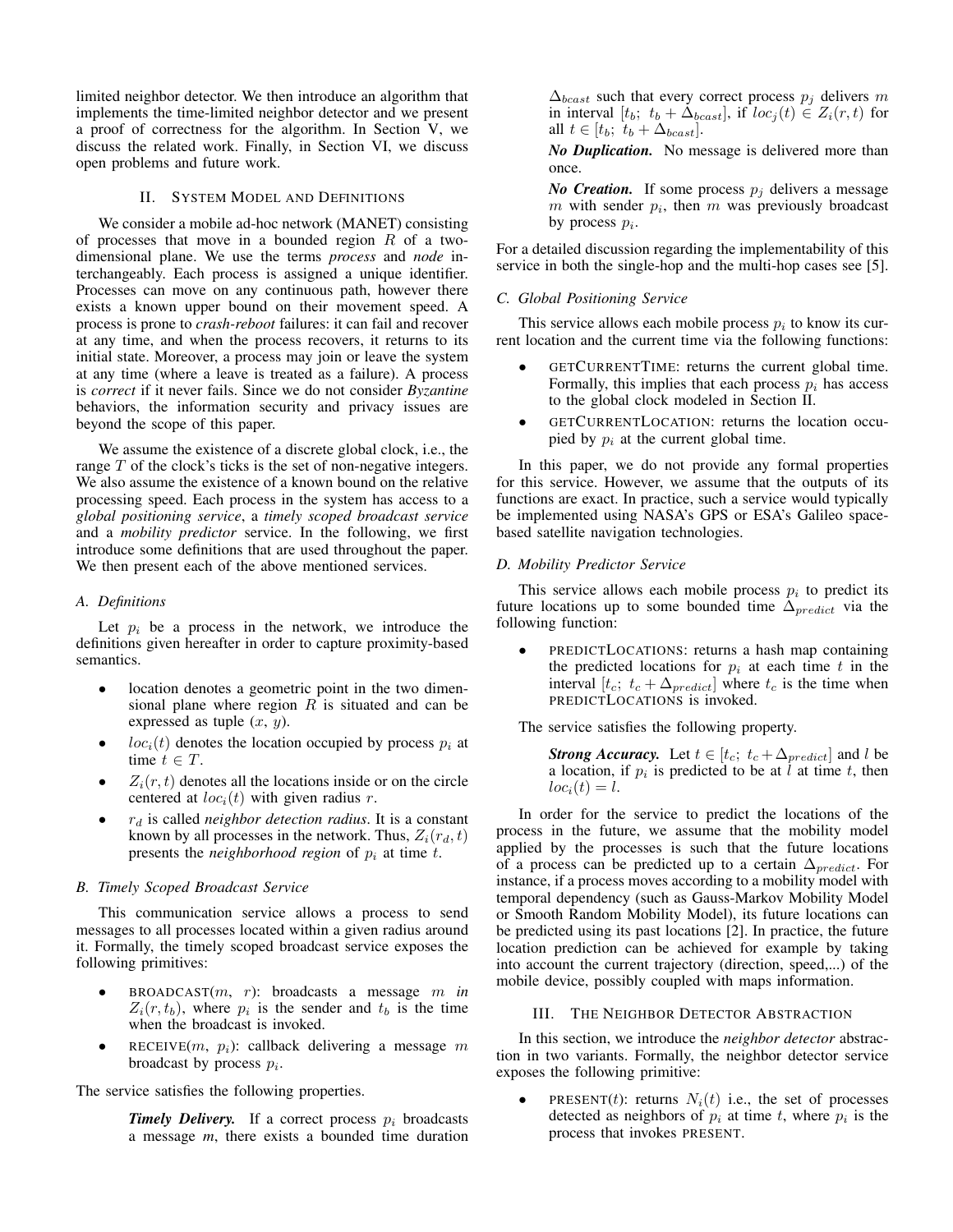limited neighbor detector. We then introduce an algorithm that implements the time-limited neighbor detector and we present a proof of correctness for the algorithm. In Section V, we discuss the related work. Finally, in Section VI, we discuss open problems and future work.

## II. System Model and Definitions

We consider a mobile ad-hoc network (MANET) consisting of processes that move in a bounded region $R$ of a two-dimensional plane. We use the terms *process* and *node* interchangeably. Each process is assigned a unique identifier. Processes can move on any continuous path, however there exists a known upper bound on their movement speed. A process is prone to *crash-reboot* failures: it can fail and recover at any time, and when the process recovers, it returns to its initial state. Moreover, a process may join or leave the system at any time (where a leave is treated as a failure). A process is *correct* if it never fails. Since we do not consider *Byzantine* behaviors, the information security and privacy issues are beyond the scope of this paper.

We assume the existence of a discrete global clock, i.e., the range $T$ of the clock's ticks is the set of non-negative integers. We also assume the existence of a known bound on the relative processing speed. Each process in the system has access to a *global positioning service*, a *timely scoped broadcast service* and a *mobility predictor* service. In the following, we first introduce some definitions that are used throughout the paper. We then present each of the above mentioned services.

### A. Definitions

Let $p_i$ be a process in the network, we introduce the definitions given hereafter in order to capture proximity-based semantics.

- location denotes a geometric point in the two dimensional plane where region $R$ is situated and can be expressed as tuple $(x,\ y)$.
- $loc_i(t)$ denotes the location occupied by process $p_i$ at time $t \in T$.
- $Z_i(r,t)$ denotes all the locations inside or on the circle centered at $loc_i(t)$ with given radius $r$.
- $r_d$ is called *neighbor detection radius*. It is a constant known by all processes in the network. Thus, $Z_i(r_d,t)$ presents the *neighborhood region* of $p_i$ at time $t$.

### B. Timely Scoped Broadcast Service

This communication service allows a process to send messages to all processes located within a given radius around it. Formally, the timely scoped broadcast service exposes the following primitives:

- BROADCAST($m$, $r$): broadcasts a message $m$ *in* $Z_i(r, t_b)$, where $p_i$ is the sender and $t_b$ is the time when the broadcast is invoked.
- RECEIVE($m$, $p_i$): callback delivering a message $m$ broadcast by process $p_i$.

The service satisfies the following properties.

> ***Timely Delivery.*** If a correct process $p_i$ broadcasts a message *m*, there exists a bounded time duration $\Delta_{bcast}$ such that every correct process $p_j$ delivers $m$ in interval $[t_b;\ t_b+\Delta_{bcast}]$, if $loc_j(t) \in Z_i(r,t)$ for all $t \in [t_b;\ t_b+\Delta_{bcast}]$.
>
> ***No Duplication.*** No message is delivered more than once.
>
> ***No Creation.*** If some process $p_j$ delivers a message $m$ with sender $p_i$, then $m$ was previously broadcast by process $p_i$.

For a detailed discussion regarding the implementability of this service in both the single-hop and the multi-hop cases see [5].

### C. Global Positioning Service

This service allows each mobile process $p_i$ to know its current location and the current time via the following functions:

- GETCURRENTTIME: returns the current global time. Formally, this implies that each process $p_i$ has access to the global clock modeled in Section II.
- GETCURRENTLOCATION: returns the location occupied by $p_i$ at the current global time.

In this paper, we do not provide any formal properties for this service. However, we assume that the outputs of its functions are exact. In practice, such a service would typically be implemented using NASA's GPS or ESA's Galileo space-based satellite navigation technologies.

### D. Mobility Predictor Service

This service allows each mobile process $p_i$ to predict its future locations up to some bounded time $\Delta_{predict}$ via the following function:

- PREDICTLOCATIONS: returns a hash map containing the predicted locations for $p_i$ at each time $t$ in the interval $[t_c;\ t_c+\Delta_{predict}]$ where $t_c$ is the time when PREDICTLOCATIONS is invoked.

The service satisfies the following property.

> ***Strong Accuracy.*** Let $t \in [t_c;\ t_c+\Delta_{predict}]$ and $l$ be a location, if $p_i$ is predicted to be at $l$ at time $t$, then $loc_i(t) = l$.

In order for the service to predict the locations of the process in the future, we assume that the mobility model applied by the processes is such that the future locations of a process can be predicted up to a certain $\Delta_{predict}$. For instance, if a process moves according to a mobility model with temporal dependency (such as Gauss-Markov Mobility Model or Smooth Random Mobility Model), its future locations can be predicted using its past locations [2]. In practice, the future location prediction can be achieved for example by taking into account the current trajectory (direction, speed,...) of the mobile device, possibly coupled with maps information.

## III. The Neighbor Detector Abstraction

In this section, we introduce the *neighbor detector* abstraction in two variants. Formally, the neighbor detector service exposes the following primitive:

- PRESENT($t$): returns $N_i(t)$ i.e., the set of processes detected as neighbors of $p_i$ at time $t$, where $p_i$ is the process that invokes PRESENT.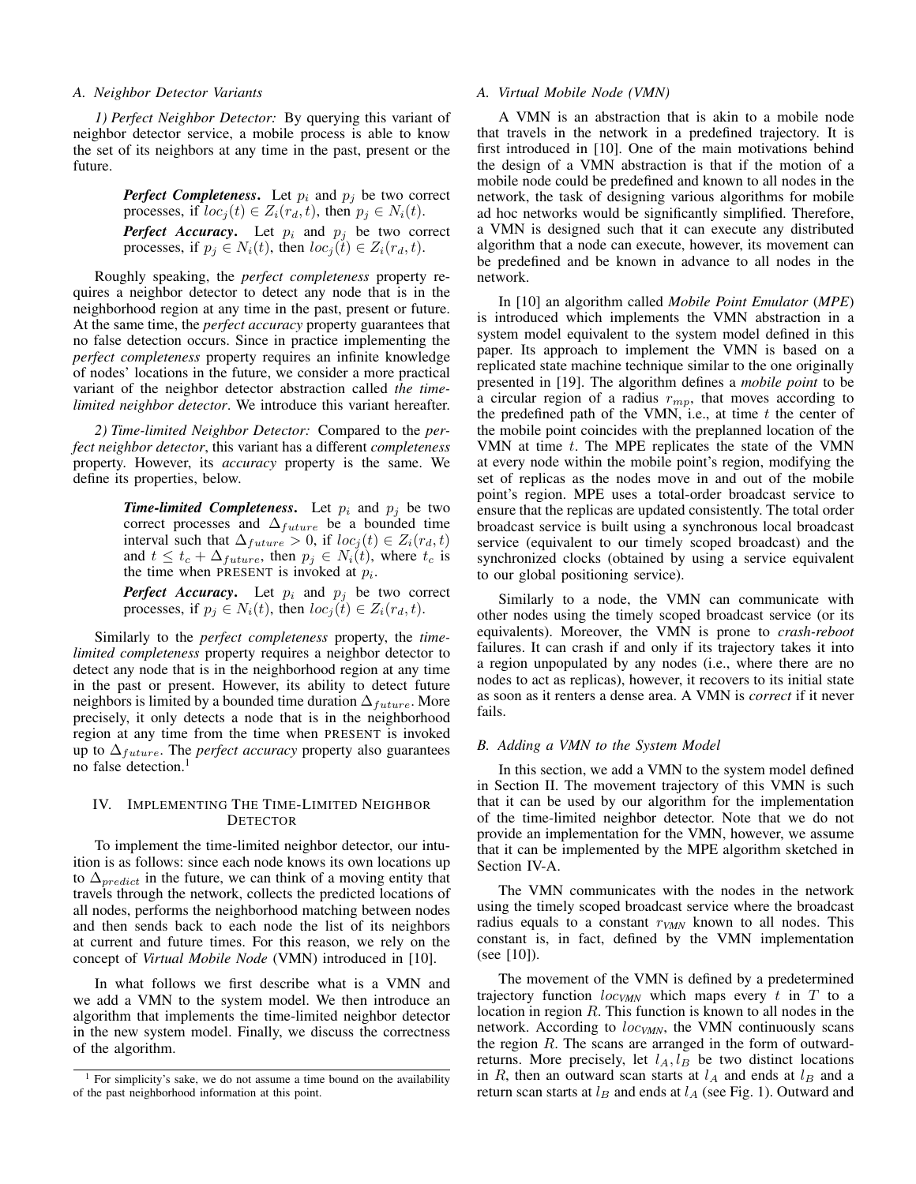### A. Neighbor Detector Variants

*1) Perfect Neighbor Detector:* By querying this variant of neighbor detector service, a mobile process is able to know the set of its neighbors at any time in the past, present or the future.

> ***Perfect Completeness.*** Let $p_i$ and $p_j$ be two correct processes, if $loc_j(t) \in Z_i(r_d, t)$, then $p_j \in N_i(t)$.
>
> ***Perfect Accuracy.*** Let $p_i$ and $p_j$ be two correct processes, if $p_j \in N_i(t)$, then $loc_j(t) \in Z_i(r_d, t)$.

Roughly speaking, the *perfect completeness* property requires a neighbor detector to detect any node that is in the neighborhood region at any time in the past, present or future. At the same time, the *perfect accuracy* property guarantees that no false detection occurs. Since in practice implementing the *perfect completeness* property requires an infinite knowledge of nodes' locations in the future, we consider a more practical variant of the neighbor detector abstraction called *the time-limited neighbor detector*. We introduce this variant hereafter.

*2) Time-limited Neighbor Detector:* Compared to the *perfect neighbor detector*, this variant has a different *completeness* property. However, its *accuracy* property is the same. We define its properties, below.

> ***Time-limited Completeness.*** Let $p_i$ and $p_j$ be two correct processes and $\Delta_{future}$ be a bounded time interval such that $\Delta_{future} > 0$, if $loc_j(t) \in Z_i(r_d, t)$ and $t \leq t_c + \Delta_{future}$, then $p_j \in N_i(t)$, where $t_c$ is the time when PRESENT is invoked at $p_i$.
>
> ***Perfect Accuracy.*** Let $p_i$ and $p_j$ be two correct processes, if $p_j \in N_i(t)$, then $loc_j(t) \in Z_i(r_d, t)$.

Similarly to the *perfect completeness* property, the *time-limited completeness* property requires a neighbor detector to detect any node that is in the neighborhood region at any time in the past or present. However, its ability to detect future neighbors is limited by a bounded time duration $\Delta_{future}$. More precisely, it only detects a node that is in the neighborhood region at any time from the time when PRESENT is invoked up to $\Delta_{future}$. The *perfect accuracy* property also guarantees no false detection.[1]

## IV. Implementing The Time-Limited Neighbor Detector

To implement the time-limited neighbor detector, our intuition is as follows: since each node knows its own locations up to $\Delta_{predict}$ in the future, we can think of a moving entity that travels through the network, collects the predicted locations of all nodes, performs the neighborhood matching between nodes and then sends back to each node the list of its neighbors at current and future times. For this reason, we rely on the concept of *Virtual Mobile Node* (VMN) introduced in [10].

In what follows we first describe what is a VMN and we add a VMN to the system model. We then introduce an algorithm that implements the time-limited neighbor detector in the new system model. Finally, we discuss the correctness of the algorithm.

[1] For simplicity's sake, we do not assume a time bound on the availability of the past neighborhood information at this point.

### A. Virtual Mobile Node (VMN)

A VMN is an abstraction that is akin to a mobile node that travels in the network in a predefined trajectory. It is first introduced in [10]. One of the main motivations behind the design of a VMN abstraction is that if the motion of a mobile node could be predefined and known to all nodes in the network, the task of designing various algorithms for mobile ad hoc networks would be significantly simplified. Therefore, a VMN is designed such that it can execute any distributed algorithm that a node can execute, however, its movement can be predefined and be known in advance to all nodes in the network.

In [10] an algorithm called *Mobile Point Emulator* (*MPE*) is introduced which implements the VMN abstraction in a system model equivalent to the system model defined in this paper. Its approach to implement the VMN is based on a replicated state machine technique similar to the one originally presented in [19]. The algorithm defines a *mobile point* to be a circular region of a radius $r_{mp}$, that moves according to the predefined path of the VMN, i.e., at time $t$ the center of the mobile point coincides with the preplanned location of the VMN at time $t$. The MPE replicates the state of the VMN at every node within the mobile point's region, modifying the set of replicas as the nodes move in and out of the mobile point's region. MPE uses a total-order broadcast service to ensure that the replicas are updated consistently. The total order broadcast service is built using a synchronous local broadcast service (equivalent to our timely scoped broadcast) and the synchronized clocks (obtained by using a service equivalent to our global positioning service).

Similarly to a node, the VMN can communicate with other nodes using the timely scoped broadcast service (or its equivalents). Moreover, the VMN is prone to *crash-reboot* failures. It can crash if and only if its trajectory takes it into a region unpopulated by any nodes (i.e., where there are no nodes to act as replicas), however, it recovers to its initial state as soon as it renters a dense area. A VMN is *correct* if it never fails.

### B. Adding a VMN to the System Model

In this section, we add a VMN to the system model defined in Section II. The movement trajectory of this VMN is such that it can be used by our algorithm for the implementation of the time-limited neighbor detector. Note that we do not provide an implementation for the VMN, however, we assume that it can be implemented by the MPE algorithm sketched in Section IV-A.

The VMN communicates with the nodes in the network using the timely scoped broadcast service where the broadcast radius equals to a constant $r_{VMN}$ known to all nodes. This constant is, in fact, defined by the VMN implementation (see [10]).

The movement of the VMN is defined by a predetermined trajectory function $loc_{VMN}$ which maps every $t$ in $T$ to a location in region $R$. This function is known to all nodes in the network. According to $loc_{VMN}$, the VMN continuously scans the region $R$. The scans are arranged in the form of outward-returns. More precisely, let $l_A, l_B$ be two distinct locations in $R$, then an outward scan starts at $l_A$ and ends at $l_B$ and a return scan starts at $l_B$ and ends at $l_A$ (see Fig. 1). Outward and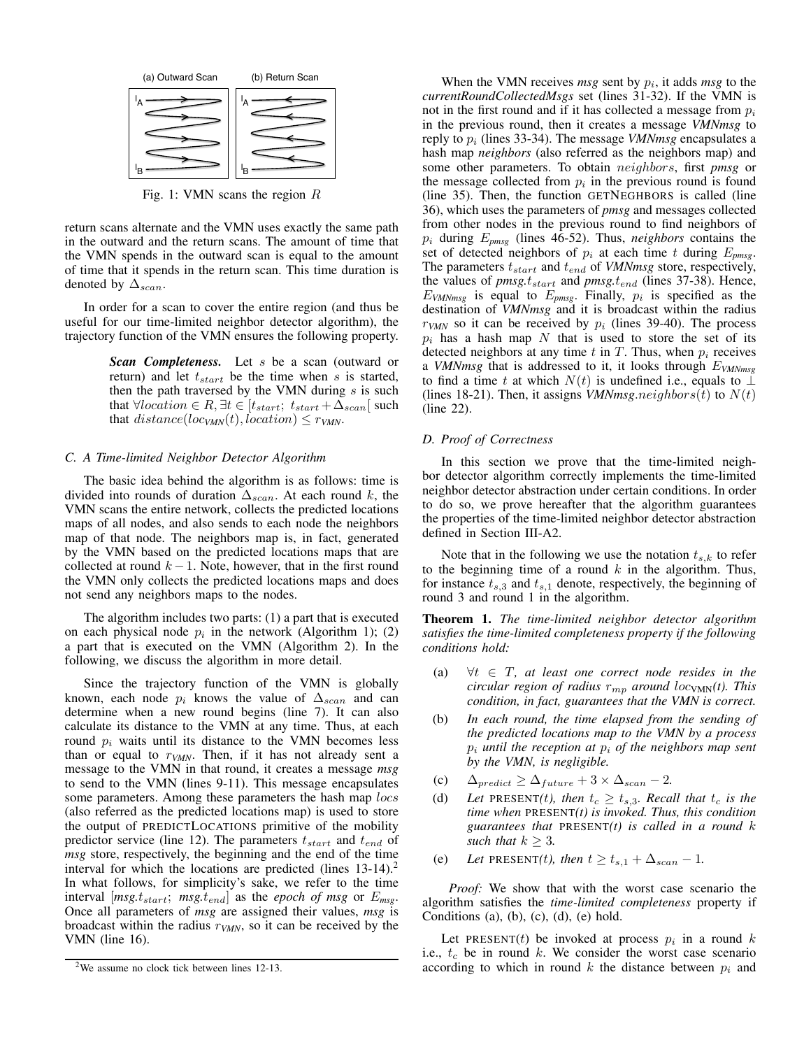(a) Outward Scan (b) Return Scan

Fig. 1: VMN scans the region $R$

return scans alternate and the VMN uses exactly the same path in the outward and the return scans. The amount of time that the VMN spends in the outward scan is equal to the amount of time that it spends in the return scan. This time duration is denoted by $\Delta_{scan}$.

In order for a scan to cover the entire region (and thus be useful for our time-limited neighbor detector algorithm), the trajectory function of the VMN ensures the following property.

> ***Scan Completeness.*** Let $s$ be a scan (outward or return) and let $t_{start}$ be the time when $s$ is started, then the path traversed by the VMN during $s$ is such that $\forall location \in R, \exists t \in [t_{start};\ t_{start} + \Delta_{scan}[$ such that $distance(loc_{VMN}(t), location) \leq r_{VMN}$.

### C. A Time-limited Neighbor Detector Algorithm

The basic idea behind the algorithm is as follows: time is divided into rounds of duration $\Delta_{scan}$. At each round $k$, the VMN scans the entire network, collects the predicted locations maps of all nodes, and also sends to each node the neighbors map of that node. The neighbors map is, in fact, generated by the VMN based on the predicted locations maps that are collected at round $k-1$. Note, however, that in the first round the VMN only collects the predicted locations maps and does not send any neighbors maps to the nodes.

The algorithm includes two parts: (1) a part that is executed on each physical node $p_i$ in the network (Algorithm 1); (2) a part that is executed on the VMN (Algorithm 2). In the following, we discuss the algorithm in more detail.

Since the trajectory function of the VMN is globally known, each node $p_i$ knows the value of $\Delta_{scan}$ and can determine when a new round begins (line 7). It can also calculate its distance to the VMN at any time. Thus, at each round $p_i$ waits until its distance to the VMN becomes less than or equal to $r_{VMN}$. Then, if it has not already sent a message to the VMN in that round, it creates a message *msg* to send to the VMN (lines 9-11). This message encapsulates some parameters. Among these parameters the hash map $locs$ (also referred as the predicted locations map) is used to store the output of PREDICTLOCATIONS primitive of the mobility predictor service (line 12). The parameters $t_{start}$ and $t_{end}$ of *msg* store, respectively, the beginning and the end of the time interval for which the locations are predicted (lines 13-14).[2] In what follows, for simplicity's sake, we refer to the time interval [*msg*.$t_{start}$; *msg*.$t_{end}$] as the *epoch of msg* or $E_{msg}$. Once all parameters of *msg* are assigned their values, *msg* is broadcast within the radius $r_{VMN}$, so it can be received by the VMN (line 16).

[2] We assume no clock tick between lines 12-13.

When the VMN receives *msg* sent by $p_i$, it adds *msg* to the *currentRoundCollectedMsgs* set (lines 31-32). If the VMN is not in the first round and if it has collected a message from $p_i$ in the previous round, then it creates a message *VMNmsg* to reply to $p_i$ (lines 33-34). The message *VMNmsg* encapsulates a hash map *neighbors* (also referred as the neighbors map) and some other parameters. To obtain $neighbors$, first *pmsg* or the message collected from $p_i$ in the previous round is found (line 35). Then, the function GETNEGHBORS is called (line 36), which uses the parameters of *pmsg* and messages collected from other nodes in the previous round to find neighbors of $p_i$ during $E_{pmsg}$ (lines 46-52). Thus, *neighbors* contains the set of detected neighbors of $p_i$ at each time $t$ during $E_{pmsg}$. The parameters $t_{start}$ and $t_{end}$ of *VMNmsg* store, respectively, the values of *pmsg*.$t_{start}$ and *pmsg*.$t_{end}$ (lines 37-38). Hence, $E_{VMNmsg}$ is equal to $E_{pmsg}$. Finally, $p_i$ is specified as the destination of *VMNmsg* and it is broadcast within the radius $r_{VMN}$ so it can be received by $p_i$ (lines 39-40). The process $p_i$ has a hash map $N$ that is used to store the set of its detected neighbors at any time $t$ in $T$. Thus, when $p_i$ receives a *VMNmsg* that is addressed to it, it looks through $E_{VMNmsg}$ to find a time $t$ at which $N(t)$ is undefined i.e., equals to $\perp$ (lines 18-21). Then, it assigns *VMNmsg*.$neighbors(t)$ to $N(t)$ (line 22).

### D. Proof of Correctness

In this section we prove that the time-limited neighbor detector algorithm correctly implements the time-limited neighbor detector abstraction under certain conditions. In order to do so, we prove hereafter that the algorithm guarantees the properties of the time-limited neighbor detector abstraction defined in Section III-A2.

Note that in the following we use the notation $t_{s,k}$ to refer to the beginning time of a round $k$ in the algorithm. Thus, for instance $t_{s,3}$ and $t_{s,1}$ denote, respectively, the beginning of round 3 and round 1 in the algorithm.

**Theorem 1.** *The time-limited neighbor detector algorithm satisfies the time-limited completeness property if the following conditions hold:*

- (a) $\forall t \in T$, *at least one correct node resides in the circular region of radius $r_{mp}$ around $loc_{VMN}(t)$. This condition, in fact, guarantees that the VMN is correct.*
- (b) *In each round, the time elapsed from the sending of the predicted locations map to the VMN by a process $p_i$ until the reception at $p_i$ of the neighbors map sent by the VMN, is negligible.*
- (c) $\Delta_{predict} \geq \Delta_{future} + 3 \times \Delta_{scan} - 2$.
- (d) *Let* PRESENT*(t), then $t_c \geq t_{s,3}$. Recall that $t_c$ is the time when* PRESENT*(t) is invoked. Thus, this condition guarantees that* PRESENT*(t) is called in a round $k$ such that $k \geq 3$.*
- (e) *Let* PRESENT*(t), then $t \geq t_{s,1} + \Delta_{scan} - 1$.*

*Proof:* We show that with the worst case scenario the algorithm satisfies the *time-limited completeness* property if Conditions (a), (b), (c), (d), (e) hold.

Let PRESENT($t$) be invoked at process $p_i$ in a round $k$ i.e., $t_c$ be in round $k$. We consider the worst case scenario according to which in round $k$ the distance between $p_i$ and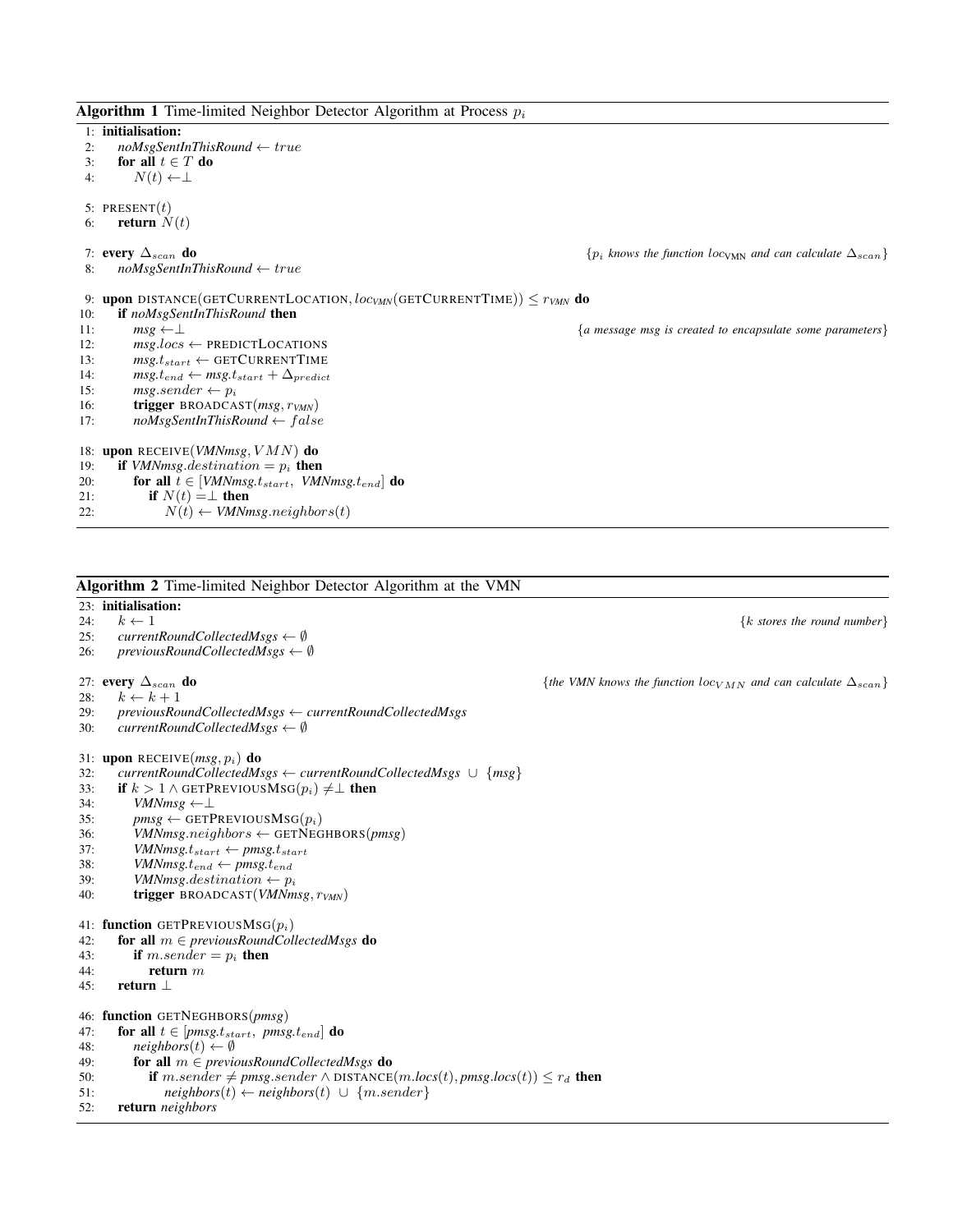**Algorithm 1** Time-limited Neighbor Detector Algorithm at Process $p_i$

```
1:  initialisation:
2:      noMsgSentInThisRound ← true
3:      for all t ∈ T do
4:          N(t) ← ⊥

5:  PRESENT(t)
6:      return N(t)

7:  every Δ_scan do                    {p_i knows the function loc_VMN and can calculate Δ_scan}
8:      noMsgSentInThisRound ← true

9:  upon DISTANCE(GETCURRENTLOCATION, loc_VMN(GETCURRENTTIME)) ≤ r_VMN do
10:     if noMsgSentInThisRound then
11:         msg ← ⊥                    {a message msg is created to encapsulate some parameters}
12:         msg.locs ← PREDICTLOCATIONS
13:         msg.t_start ← GETCURRENTTIME
14:         msg.t_end ← msg.t_start + Δ_predict
15:         msg.sender ← p_i
16:         trigger BROADCAST(msg, r_VMN)
17:         noMsgSentInThisRound ← false

18: upon RECEIVE(VMNmsg, VMN) do
19:     if VMNmsg.destination = p_i then
20:         for all t ∈ [VMNmsg.t_start, VMNmsg.t_end] do
21:             if N(t) = ⊥ then
22:                 N(t) ← VMNmsg.neighbors(t)
```

**Algorithm 2** Time-limited Neighbor Detector Algorithm at the VMN

```
23: initialisation:
24:     k ← 1                                                   {k stores the round number}
25:     currentRoundCollectedMsgs ← ∅
26:     previousRoundCollectedMsgs ← ∅

27: every Δ_scan do                    {the VMN knows the function loc_VMN and can calculate Δ_scan}
28:     k ← k + 1
29:     previousRoundCollectedMsgs ← currentRoundCollectedMsgs
30:     currentRoundCollectedMsgs ← ∅

31: upon RECEIVE(msg, p_i) do
32:     currentRoundCollectedMsgs ← currentRoundCollectedMsgs ∪ {msg}
33:     if k > 1 ∧ GETPREVIOUSMSG(p_i) ≠ ⊥ then
34:         VMNmsg ← ⊥
35:         pmsg ← GETPREVIOUSMSG(p_i)
36:         VMNmsg.neighbors ← GETNEGHBORS(pmsg)
37:         VMNmsg.t_start ← pmsg.t_start
38:         VMNmsg.t_end ← pmsg.t_end
39:         VMNmsg.destination ← p_i
40:         trigger BROADCAST(VMNmsg, r_VMN)

41: function GETPREVIOUSMSG(p_i)
42:     for all m ∈ previousRoundCollectedMsgs do
43:         if m.sender = p_i then
44:             return m
45:     return ⊥

46: function GETNEGHBORS(pmsg)
47:     for all t ∈ [pmsg.t_start, pmsg.t_end] do
48:         neighbors(t) ← ∅
49:         for all m ∈ previousRoundCollectedMsgs do
50:             if m.sender ≠ pmsg.sender ∧ DISTANCE(m.locs(t), pmsg.locs(t)) ≤ r_d then
51:                 neighbors(t) ← neighbors(t) ∪ {m.sender}
52:     return neighbors
```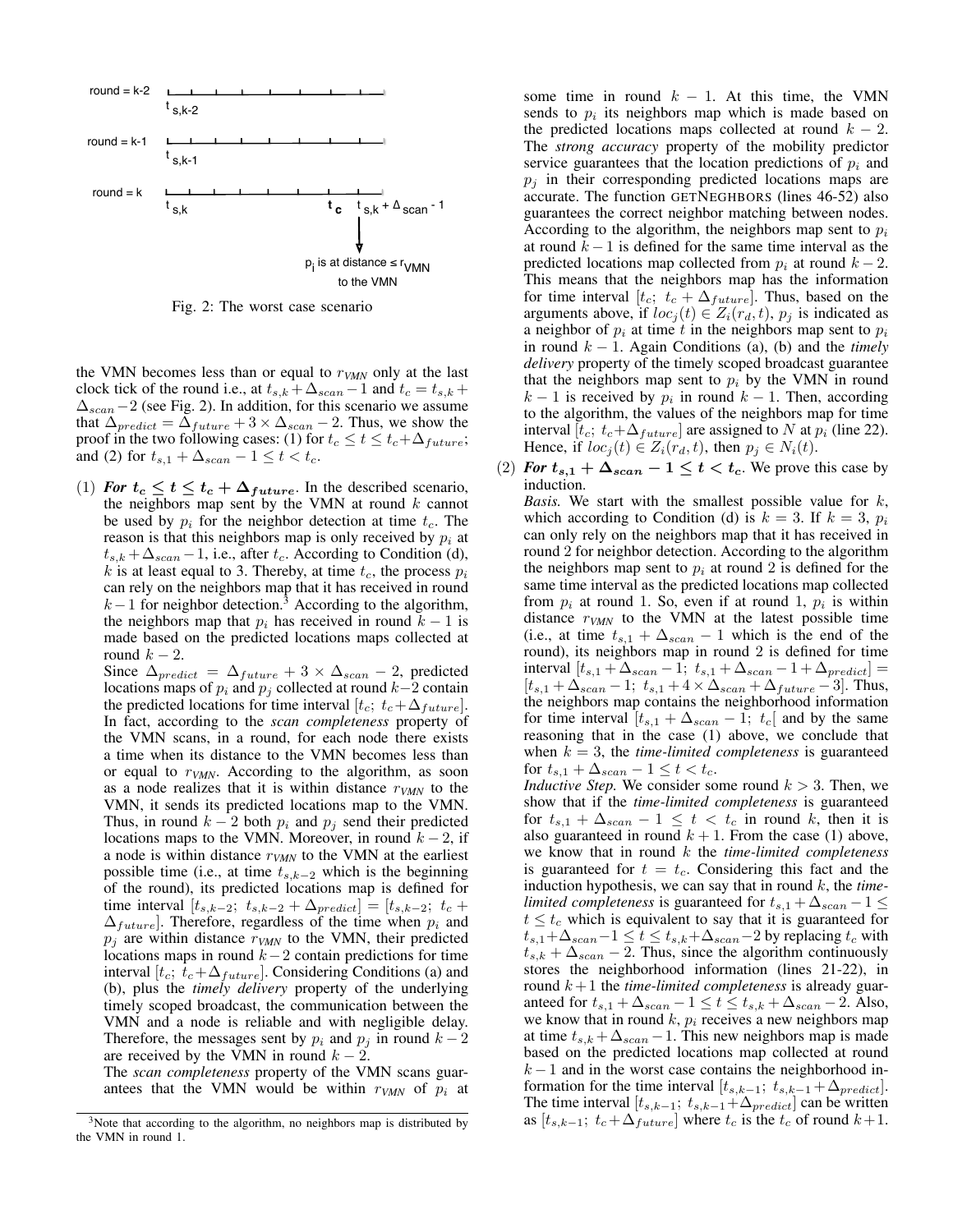round = k-2 $t_{s,k-2}$

round = k-1 $t_{s,k-1}$

round = k $t_{s,k}$ $t_c$ $t_{s,k} + \Delta_{scan} - 1$

$p_i$ is at distance $\leq r_{VMN}$ to the VMN

Fig. 2: The worst case scenario

the VMN becomes less than or equal to $r_{VMN}$ only at the last clock tick of the round i.e., at $t_{s,k} + \Delta_{scan} - 1$ and $t_c = t_{s,k} + \Delta_{scan} - 2$ (see Fig. 2). In addition, for this scenario we assume that $\Delta_{predict} = \Delta_{future} + 3 \times \Delta_{scan} - 2$. Thus, we show the proof in the two following cases: (1) for $t_c \leq t \leq t_c + \Delta_{future}$; and (2) for $t_{s,1} + \Delta_{scan} - 1 \leq t < t_c$.

(1) ***For*** $\boldsymbol{t_c \leq t \leq t_c + \Delta_{future}}$. In the described scenario, the neighbors map sent by the VMN at round $k$ cannot be used by $p_i$ for the neighbor detection at time $t_c$. The reason is that this neighbors map is only received by $p_i$ at $t_{s,k} + \Delta_{scan} - 1$, i.e., after $t_c$. According to Condition (d), $k$ is at least equal to 3. Thereby, at time $t_c$, the process $p_i$ can rely on the neighbors map that it has received in round $k-1$ for neighbor detection.[3] According to the algorithm, the neighbors map that $p_i$ has received in round $k-1$ is made based on the predicted locations maps collected at round $k-2$.
Since $\Delta_{predict} = \Delta_{future} + 3 \times \Delta_{scan} - 2$, predicted locations maps of $p_i$ and $p_j$ collected at round $k-2$ contain the predicted locations for time interval $[t_c;\ t_c + \Delta_{future}]$. In fact, according to the *scan completeness* property of the VMN scans, in a round, for each node there exists a time when its distance to the VMN becomes less than or equal to $r_{VMN}$. According to the algorithm, as soon as a node realizes that it is within distance $r_{VMN}$ to the VMN, it sends its predicted locations map to the VMN. Thus, in round $k-2$ both $p_i$ and $p_j$ send their predicted locations maps to the VMN. Moreover, in round $k-2$, if a node is within distance $r_{VMN}$ to the VMN at the earliest possible time (i.e., at time $t_{s,k-2}$ which is the beginning of the round), its predicted locations map is defined for time interval $[t_{s,k-2};\ t_{s,k-2} + \Delta_{predict}] = [t_{s,k-2};\ t_c + \Delta_{future}]$. Therefore, regardless of the time when $p_i$ and $p_j$ are within distance $r_{VMN}$ to the VMN, their predicted locations maps in round $k-2$ contain predictions for time interval $[t_c;\ t_c + \Delta_{future}]$. Considering Conditions (a) and (b), plus the *timely delivery* property of the underlying timely scoped broadcast, the communication between the VMN and a node is reliable and with negligible delay. Therefore, the messages sent by $p_i$ and $p_j$ in round $k-2$ are received by the VMN in round $k-2$.
The *scan completeness* property of the VMN scans guarantees that the VMN would be within $r_{VMN}$ of $p_i$ at some time in round $k-1$. At this time, the VMN sends to $p_i$ its neighbors map which is made based on the predicted locations maps collected at round $k-2$. The *strong accuracy* property of the mobility predictor service guarantees that the location predictions of $p_i$ and $p_j$ in their corresponding predicted locations maps are accurate. The function GETNEGHBORS (lines 46-52) also guarantees the correct neighbor matching between nodes. According to the algorithm, the neighbors map sent to $p_i$ at round $k-1$ is defined for the same time interval as the predicted locations map collected from $p_i$ at round $k-2$. This means that the neighbors map has the information for time interval $[t_c;\ t_c + \Delta_{future}]$. Thus, based on the arguments above, if $loc_j(t) \in Z_i(r_d, t)$, $p_j$ is indicated as a neighbor of $p_i$ at time $t$ in the neighbors map sent to $p_i$ in round $k-1$. Again Conditions (a), (b) and the *timely delivery* property of the timely scoped broadcast guarantee that the neighbors map sent to $p_i$ by the VMN in round $k-1$ is received by $p_i$ in round $k-1$. Then, according to the algorithm, the values of the neighbors map for time interval $[t_c;\ t_c + \Delta_{future}]$ are assigned to $N$ at $p_i$ (line 22). Hence, if $loc_j(t) \in Z_i(r_d, t)$, then $p_j \in N_i(t)$.

(2) ***For*** $\boldsymbol{t_{s,1} + \Delta_{scan} - 1 \leq t < t_c}$. We prove this case by induction.
*Basis.* We start with the smallest possible value for $k$, which according to Condition (d) is $k = 3$. If $k = 3$, $p_i$ can only rely on the neighbors map that it has received in round 2 for neighbor detection. According to the algorithm the neighbors map sent to $p_i$ at round 2 is defined for the same time interval as the predicted locations map collected from $p_i$ at round 1. So, even if at round 1, $p_i$ is within distance $r_{VMN}$ to the VMN at the latest possible time (i.e., at time $t_{s,1} + \Delta_{scan} - 1$ which is the end of the round), its neighbors map in round 2 is defined for time interval $[t_{s,1} + \Delta_{scan} - 1;\ t_{s,1} + \Delta_{scan} - 1 + \Delta_{predict}] = [t_{s,1} + \Delta_{scan} - 1;\ t_{s,1} + 4 \times \Delta_{scan} + \Delta_{future} - 3]$. Thus, the neighbors map contains the neighborhood information for time interval $[t_{s,1} + \Delta_{scan} - 1;\ t_c[$ and by the same reasoning that in the case (1) above, we conclude that when $k = 3$, the *time-limited completeness* is guaranteed for $t_{s,1} + \Delta_{scan} - 1 \leq t < t_c$.
*Inductive Step.* We consider some round $k > 3$. Then, we show that if the *time-limited completeness* is guaranteed for $t_{s,1} + \Delta_{scan} - 1 \leq t < t_c$ in round $k$, then it is also guaranteed in round $k+1$. From the case (1) above, we know that in round $k$ the *time-limited completeness* is guaranteed for $t = t_c$. Considering this fact and the induction hypothesis, we can say that in round $k$, the *time-limited completeness* is guaranteed for $t_{s,1} + \Delta_{scan} - 1 \leq t \leq t_c$ which is equivalent to say that it is guaranteed for $t_{s,1} + \Delta_{scan} - 1 \leq t \leq t_{s,k} + \Delta_{scan} - 2$ by replacing $t_c$ with $t_{s,k} + \Delta_{scan} - 2$. Thus, since the algorithm continuously stores the neighborhood information (lines 21-22), in round $k+1$ the *time-limited completeness* is already guaranteed for $t_{s,1} + \Delta_{scan} - 1 \leq t \leq t_{s,k} + \Delta_{scan} - 2$. Also, we know that in round $k$, $p_i$ receives a new neighbors map at time $t_{s,k} + \Delta_{scan} - 1$. This new neighbors map is made based on the predicted locations map collected at round $k-1$ and in the worst case contains the neighborhood information for the time interval $[t_{s,k-1};\ t_{s,k-1} + \Delta_{predict}]$. The time interval $[t_{s,k-1};\ t_{s,k-1} + \Delta_{predict}]$ can be written as $[t_{s,k-1};\ t_c + \Delta_{future}]$ where $t_c$ is the $t_c$ of round $k+1$.

[3] Note that according to the algorithm, no neighbors map is distributed by the VMN in round 1.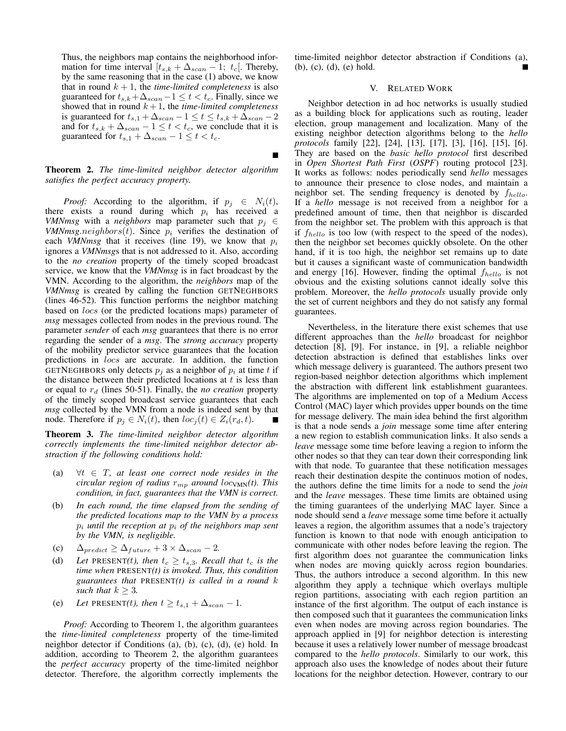Thus, the neighbors map contains the neighborhood information for time interval $[t_{s,k} + \Delta_{scan} - 1;\ t_c[$. Thereby, by the same reasoning that in the case (1) above, we know that in round $k+1$, the *time-limited completeness* is also guaranteed for $t_{s,k} + \Delta_{scan} - 1 \leq t < t_c$. Finally, since we showed that in round $k+1$, the *time-limited completeness* is guaranteed for $t_{s,1} + \Delta_{scan} - 1 \leq t \leq t_{s,k} + \Delta_{scan} - 2$ and for $t_{s,k} + \Delta_{scan} - 1 \leq t < t_c$, we conclude that it is guaranteed for $t_{s,1} + \Delta_{scan} - 1 \leq t < t_c$. ∎

**Theorem 2.** *The time-limited neighbor detector algorithm satisfies the perfect accuracy property.*

*Proof:* According to the algorithm, if $p_j \in N_i(t)$, there exists a round during which $p_i$ has received a *VMNmsg* with a *neighbors* map parameter such that $p_j \in$ *VMNmsg*$.neighbors(t)$. Since $p_i$ verifies the destination of each *VMNmsg* that it receives (line 19), we know that $p_i$ ignores a *VMNmsg*s that is not addressed to it. Also, according to the *no creation* property of the timely scoped broadcast service, we know that the *VMNmsg* is in fact broadcast by the VMN. According to the algorithm, the *neighbors* map of the *VMNmsg* is created by calling the function GETNEGHBORS (lines 46-52). This function performs the neighbor matching based on $locs$ (or the predicted locations maps) parameter of *msg* messages collected from nodes in the previous round. The parameter *sender* of each *msg* guarantees that there is no error regarding the sender of a *msg*. The *strong accuracy* property of the mobility predictor service guarantees that the location predictions in $locs$ are accurate. In addition, the function GETNEGHBORS only detects $p_j$ as a neighbor of $p_i$ at time $t$ if the distance between their predicted locations at $t$ is less than or equal to $r_d$ (lines 50-51). Finally, the *no creation* property of the timely scoped broadcast service guarantees that each *msg* collected by the VMN from a node is indeed sent by that node. Therefore if $p_j \in N_i(t)$, then $loc_j(t) \in Z_i(r_d, t)$. ∎

**Theorem 3.** *The time-limited neighbor detector algorithm correctly implements the time-limited neighbor detector abstraction if the following conditions hold:*

- (a) *$\forall t \in T$, at least one correct node resides in the circular region of radius $r_{mp}$ around $loc_{\text{VMN}}(t)$. This condition, in fact, guarantees that the VMN is correct.*
- (b) *In each round, the time elapsed from the sending of the predicted locations map to the VMN by a process $p_i$ until the reception at $p_i$ of the neighbors map sent by the VMN, is negligible.*
- (c) $\Delta_{predict} \geq \Delta_{future} + 3 \times \Delta_{scan} - 2$.
- (d) *Let* PRESENT*(t), then $t_c \geq t_{s,3}$. Recall that $t_c$ is the time when* PRESENT*(t) is invoked. Thus, this condition guarantees that* PRESENT*(t) is called in a round $k$ such that $k \geq 3$.*
- (e) *Let* PRESENT*(t), then $t \geq t_{s,1} + \Delta_{scan} - 1$.*

*Proof:* According to Theorem 1, the algorithm guarantees the *time-limited completeness* property of the time-limited neighbor detector if Conditions (a), (b), (c), (d), (e) hold. In addition, according to Theorem 2, the algorithm guarantees the *perfect accuracy* property of the time-limited neighbor detector. Therefore, the algorithm correctly implements the time-limited neighbor detector abstraction if Conditions (a), (b), (c), (d), (e) hold. ∎

## V. Related Work

Neighbor detection in ad hoc networks is usually studied as a building block for applications such as routing, leader election, group management and localization. Many of the existing neighbor detection algorithms belong to the *hello protocols* family [22], [24], [13], [17], [3], [16], [15], [6]. They are based on the *basic hello protocol* first described in *Open Shortest Path First* (*OSPF*) routing protocol [23]. It works as follows: nodes periodically send *hello* messages to announce their presence to close nodes, and maintain a neighbor set. The sending frequency is denoted by $f_{hello}$. If a *hello* message is not received from a neighbor for a predefined amount of time, then that neighbor is discarded from the neighbor set. The problem with this approach is that if $f_{hello}$ is too low (with respect to the speed of the nodes), then the neighbor set becomes quickly obsolete. On the other hand, if it is too high, the neighbor set remains up to date but it causes a significant waste of communication bandwidth and energy [16]. However, finding the optimal $f_{hello}$ is not obvious and the existing solutions cannot ideally solve this problem. Moreover, the *hello protocols* usually provide only the set of current neighbors and they do not satisfy any formal guarantees.

Nevertheless, in the literature there exist schemes that use different approaches than the *hello* broadcast for neighbor detection [8], [9]. For instance, in [9], a reliable neighbor detection abstraction is defined that establishes links over which message delivery is guaranteed. The authors present two region-based neighbor detection algorithms which implement the abstraction with different link establishment guarantees. The algorithms are implemented on top of a Medium Access Control (MAC) layer which provides upper bounds on the time for message delivery. The main idea behind the first algorithm is that a node sends a *join* message some time after entering a new region to establish communication links. It also sends a *leave* message some time before leaving a region to inform the other nodes so that they can tear down their corresponding link with that node. To guarantee that these notification messages reach their destination despite the continuos motion of nodes, the authors define the time limits for a node to send the *join* and the *leave* messages. These time limits are obtained using the timing guarantees of the underlying MAC layer. Since a node should send a *leave* message some time before it actually leaves a region, the algorithm assumes that a node's trajectory function is known to that node with enough anticipation to communicate with other nodes before leaving the region. The first algorithm does not guarantee the communication links when nodes are moving quickly across region boundaries. Thus, the authors introduce a second algorithm. In this new algorithm they apply a technique which overlays multiple region partitions, associating with each region partition an instance of the first algorithm. The output of each instance is then composed such that it guarantees the communication links even when nodes are moving across region boundaries. The approach applied in [9] for neighbor detection is interesting because it uses a relatively lower number of message broadcast compared to the *hello protocols*. Similarly to our work, this approach also uses the knowledge of nodes about their future locations for the neighbor detection. However, contrary to our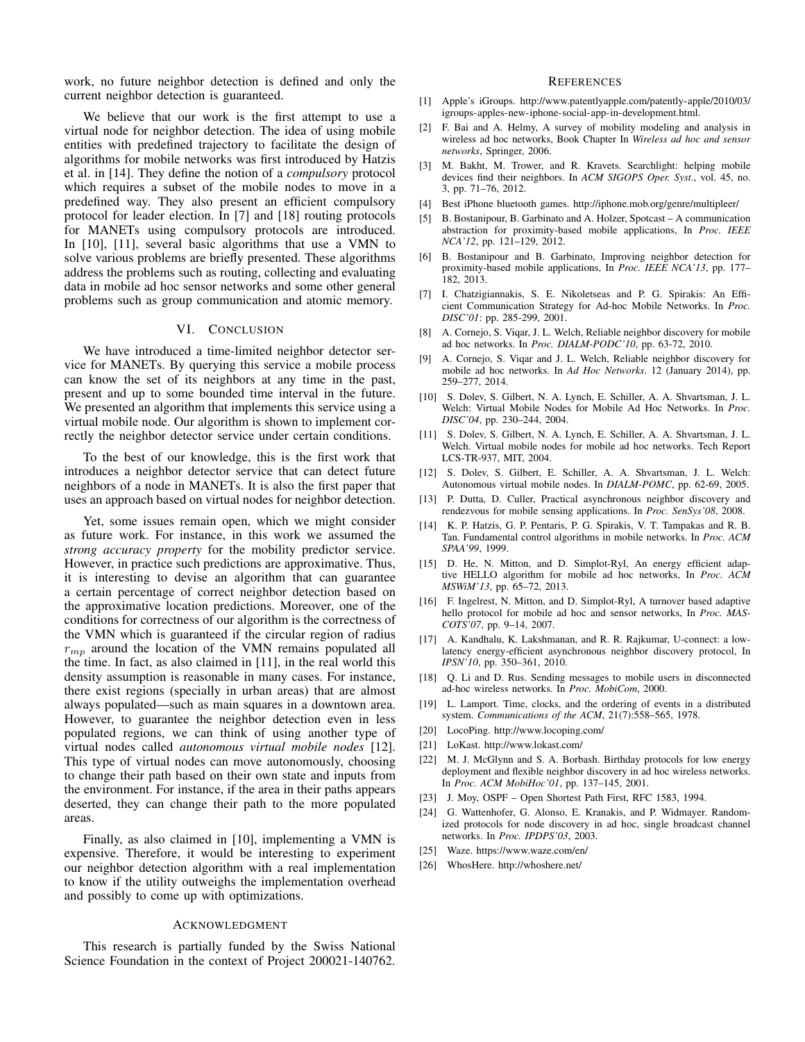work, no future neighbor detection is defined and only the current neighbor detection is guaranteed.

We believe that our work is the first attempt to use a virtual node for neighbor detection. The idea of using mobile entities with predefined trajectory to facilitate the design of algorithms for mobile networks was first introduced by Hatzis et al. in [14]. They define the notion of a *compulsory* protocol which requires a subset of the mobile nodes to move in a predefined way. They also present an efficient compulsory protocol for leader election. In [7] and [18] routing protocols for MANETs using compulsory protocols are introduced. In [10], [11], several basic algorithms that use a VMN to solve various problems are briefly presented. These algorithms address the problems such as routing, collecting and evaluating data in mobile ad hoc sensor networks and some other general problems such as group communication and atomic memory.

## VI. Conclusion

We have introduced a time-limited neighbor detector service for MANETs. By querying this service a mobile process can know the set of its neighbors at any time in the past, present and up to some bounded time interval in the future. We presented an algorithm that implements this service using a virtual mobile node. Our algorithm is shown to implement correctly the neighbor detector service under certain conditions.

To the best of our knowledge, this is the first work that introduces a neighbor detector service that can detect future neighbors of a node in MANETs. It is also the first paper that uses an approach based on virtual nodes for neighbor detection.

Yet, some issues remain open, which we might consider as future work. For instance, in this work we assumed the *strong accuracy property* for the mobility predictor service. However, in practice such predictions are approximative. Thus, it is interesting to devise an algorithm that can guarantee a certain percentage of correct neighbor detection based on the approximative location predictions. Moreover, one of the conditions for correctness of our algorithm is the correctness of the VMN which is guaranteed if the circular region of radius $r_{mp}$ around the location of the VMN remains populated all the time. In fact, as also claimed in [11], in the real world this density assumption is reasonable in many cases. For instance, there exist regions (specially in urban areas) that are almost always populated—such as main squares in a downtown area. However, to guarantee the neighbor detection even in less populated regions, we can think of using another type of virtual nodes called *autonomous virtual mobile nodes* [12]. This type of virtual nodes can move autonomously, choosing to change their path based on their own state and inputs from the environment. For instance, if the area in their paths appears deserted, they can change their path to the more populated areas.

Finally, as also claimed in [10], implementing a VMN is expensive. Therefore, it would be interesting to experiment our neighbor detection algorithm with a real implementation to know if the utility outweighs the implementation overhead and possibly to come up with optimizations.

## Acknowledgment

This research is partially funded by the Swiss National Science Foundation in the context of Project 200021-140762.

## References

[1] Apple's iGroups. http://www.patentlyapple.com/patently-apple/2010/03/igroups-apples-new-iphone-social-app-in-development.html.

[2] F. Bai and A. Helmy, A survey of mobility modeling and analysis in wireless ad hoc networks, Book Chapter In *Wireless ad hoc and sensor networks*, Springer, 2006.

[3] M. Bakht, M. Trower, and R. Kravets. Searchlight: helping mobile devices find their neighbors. In *ACM SIGOPS Oper. Syst.*, vol. 45, no. 3, pp. 71–76, 2012.

[4] Best iPhone bluetooth games. http://iphone.mob.org/genre/multipleer/

[5] B. Bostanipour, B. Garbinato and A. Holzer, Spotcast – A communication abstraction for proximity-based mobile applications, In *Proc. IEEE NCA'12*, pp. 121–129, 2012.

[6] B. Bostanipour and B. Garbinato, Improving neighbor detection for proximity-based mobile applications, In *Proc. IEEE NCA'13*, pp. 177–182, 2013.

[7] I. Chatzigiannakis, S. E. Nikoletseas and P. G. Spirakis: An Efficient Communication Strategy for Ad-hoc Mobile Networks. In *Proc. DISC'01*: pp. 285-299, 2001.

[8] A. Cornejo, S. Viqar, J. L. Welch, Reliable neighbor discovery for mobile ad hoc networks. In *Proc. DIALM-PODC'10*, pp. 63-72, 2010.

[9] A. Cornejo, S. Viqar and J. L. Welch, Reliable neighbor discovery for mobile ad hoc networks. In *Ad Hoc Networks*. 12 (January 2014), pp. 259–277, 2014.

[10] S. Dolev, S. Gilbert, N. A. Lynch, E. Schiller, A. A. Shvartsman, J. L. Welch: Virtual Mobile Nodes for Mobile Ad Hoc Networks. In *Proc. DISC'04*, pp. 230–244, 2004.

[11] S. Dolev, S. Gilbert, N. A. Lynch, E. Schiller, A. A. Shvartsman, J. L. Welch. Virtual mobile nodes for mobile ad hoc networks. Tech Report LCS-TR-937, MIT, 2004.

[12] S. Dolev, S. Gilbert, E. Schiller, A. A. Shvartsman, J. L. Welch: Autonomous virtual mobile nodes. In *DIALM-POMC*, pp. 62-69, 2005.

[13] P. Dutta, D. Culler, Practical asynchronous neighbor discovery and rendezvous for mobile sensing applications. In *Proc. SenSys'08*, 2008.

[14] K. P. Hatzis, G. P. Pentaris, P. G. Spirakis, V. T. Tampakas and R. B. Tan. Fundamental control algorithms in mobile networks. In *Proc. ACM SPAA'99*, 1999.

[15] D. He, N. Mitton, and D. Simplot-Ryl, An energy efficient adaptive HELLO algorithm for mobile ad hoc networks, In *Proc. ACM MSWiM'13*, pp. 65–72, 2013.

[16] F. Ingelrest, N. Mitton, and D. Simplot-Ryl, A turnover based adaptive hello protocol for mobile ad hoc and sensor networks, In *Proc. MASCOTS'07*, pp. 9–14, 2007.

[17] A. Kandhalu, K. Lakshmanan, and R. R. Rajkumar, U-connect: a low-latency energy-efficient asynchronous neighbor discovery protocol, In *IPSN'10*, pp. 350–361, 2010.

[18] Q. Li and D. Rus. Sending messages to mobile users in disconnected ad-hoc wireless networks. In *Proc. MobiCom*, 2000.

[19] L. Lamport. Time, clocks, and the ordering of events in a distributed system. *Communications of the ACM*, 21(7):558–565, 1978.

[20] LocoPing. http://www.locoping.com/

[21] LoKast. http://www.lokast.com/

[22] M. J. McGlynn and S. A. Borbash. Birthday protocols for low energy deployment and flexible neighbor discovery in ad hoc wireless networks. In *Proc. ACM MobiHoc'01*, pp. 137–145, 2001.

[23] J. Moy, OSPF – Open Shortest Path First, RFC 1583, 1994.

[24] G. Wattenhofer, G. Alonso, E. Kranakis, and P. Widmayer. Randomized protocols for node discovery in ad hoc, single broadcast channel networks. In *Proc. IPDPS'03*, 2003.

[25] Waze. https://www.waze.com/en/

[26] WhosHere. http://whoshere.net/